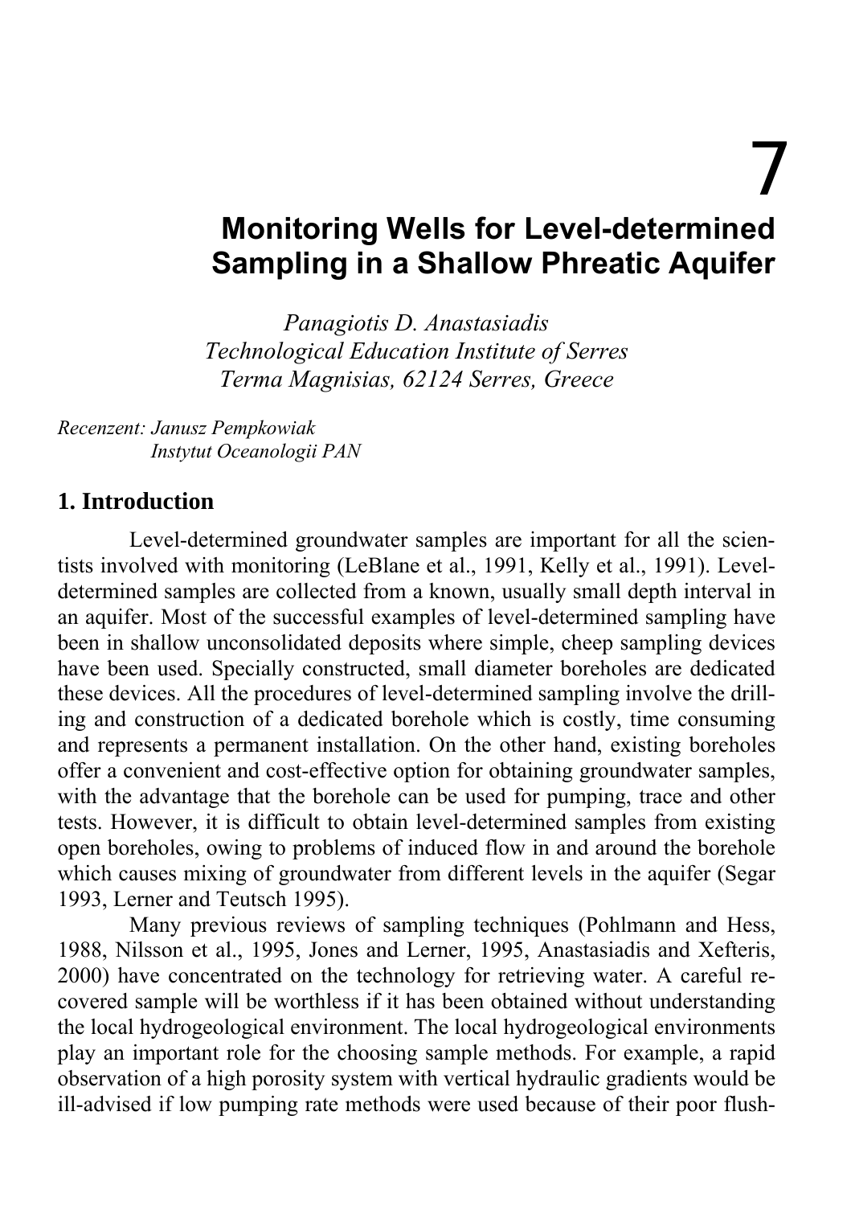# 7

# Monitoring Wells for Level-determined Sampling in a Shallow Phreatic Aquifer

*Panagiotis D. Anastasiadis*
*Technological Education Institute of Serres*
*Terma Magnisias, 62124 Serres, Greece*

*Recenzent: Janusz Pempkowiak*
*Instytut Oceanologii PAN*

## 1. Introduction

Level-determined groundwater samples are important for all the scientists involved with monitoring (LeBlane et al., 1991, Kelly et al., 1991). Level-determined samples are collected from a known, usually small depth interval in an aquifer. Most of the successful examples of level-determined sampling have been in shallow unconsolidated deposits where simple, cheep sampling devices have been used. Specially constructed, small diameter boreholes are dedicated these devices. All the procedures of level-determined sampling involve the drilling and construction of a dedicated borehole which is costly, time consuming and represents a permanent installation. On the other hand, existing boreholes offer a convenient and cost-effective option for obtaining groundwater samples, with the advantage that the borehole can be used for pumping, trace and other tests. However, it is difficult to obtain level-determined samples from existing open boreholes, owing to problems of induced flow in and around the borehole which causes mixing of groundwater from different levels in the aquifer (Segar 1993, Lerner and Teutsch 1995).

Many previous reviews of sampling techniques (Pohlmann and Hess, 1988, Nilsson et al., 1995, Jones and Lerner, 1995, Anastasiadis and Xefteris, 2000) have concentrated on the technology for retrieving water. A careful recovered sample will be worthless if it has been obtained without understanding the local hydrogeological environment. The local hydrogeological environments play an important role for the choosing sample methods. For example, a rapid observation of a high porosity system with vertical hydraulic gradients would be ill-advised if low pumping rate methods were used because of their poor flush-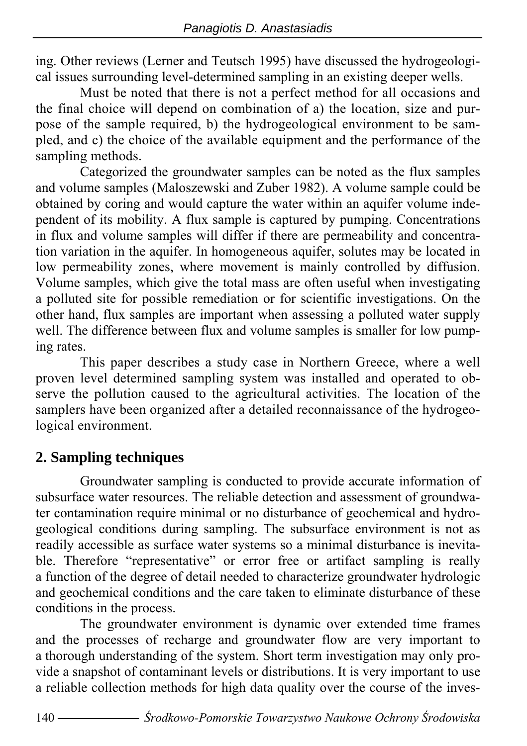ing. Other reviews (Lerner and Teutsch 1995) have discussed the hydrogeological issues surrounding level-determined sampling in an existing deeper wells.

Must be noted that there is not a perfect method for all occasions and the final choice will depend on combination of a) the location, size and purpose of the sample required, b) the hydrogeological environment to be sampled, and c) the choice of the available equipment and the performance of the sampling methods.

Categorized the groundwater samples can be noted as the flux samples and volume samples (Maloszewski and Zuber 1982). A volume sample could be obtained by coring and would capture the water within an aquifer volume independent of its mobility. A flux sample is captured by pumping. Concentrations in flux and volume samples will differ if there are permeability and concentration variation in the aquifer. In homogeneous aquifer, solutes may be located in low permeability zones, where movement is mainly controlled by diffusion. Volume samples, which give the total mass are often useful when investigating a polluted site for possible remediation or for scientific investigations. On the other hand, flux samples are important when assessing a polluted water supply well. The difference between flux and volume samples is smaller for low pumping rates.

This paper describes a study case in Northern Greece, where a well proven level determined sampling system was installed and operated to observe the pollution caused to the agricultural activities. The location of the samplers have been organized after a detailed reconnaissance of the hydrogeological environment.

## 2. Sampling techniques

Groundwater sampling is conducted to provide accurate information of subsurface water resources. The reliable detection and assessment of groundwater contamination require minimal or no disturbance of geochemical and hydrogeological conditions during sampling. The subsurface environment is not as readily accessible as surface water systems so a minimal disturbance is inevitable. Therefore "representative" or error free or artifact sampling is really a function of the degree of detail needed to characterize groundwater hydrologic and geochemical conditions and the care taken to eliminate disturbance of these conditions in the process.

The groundwater environment is dynamic over extended time frames and the processes of recharge and groundwater flow are very important to a thorough understanding of the system. Short term investigation may only provide a snapshot of contaminant levels or distributions. It is very important to use a reliable collection methods for high data quality over the course of the inves-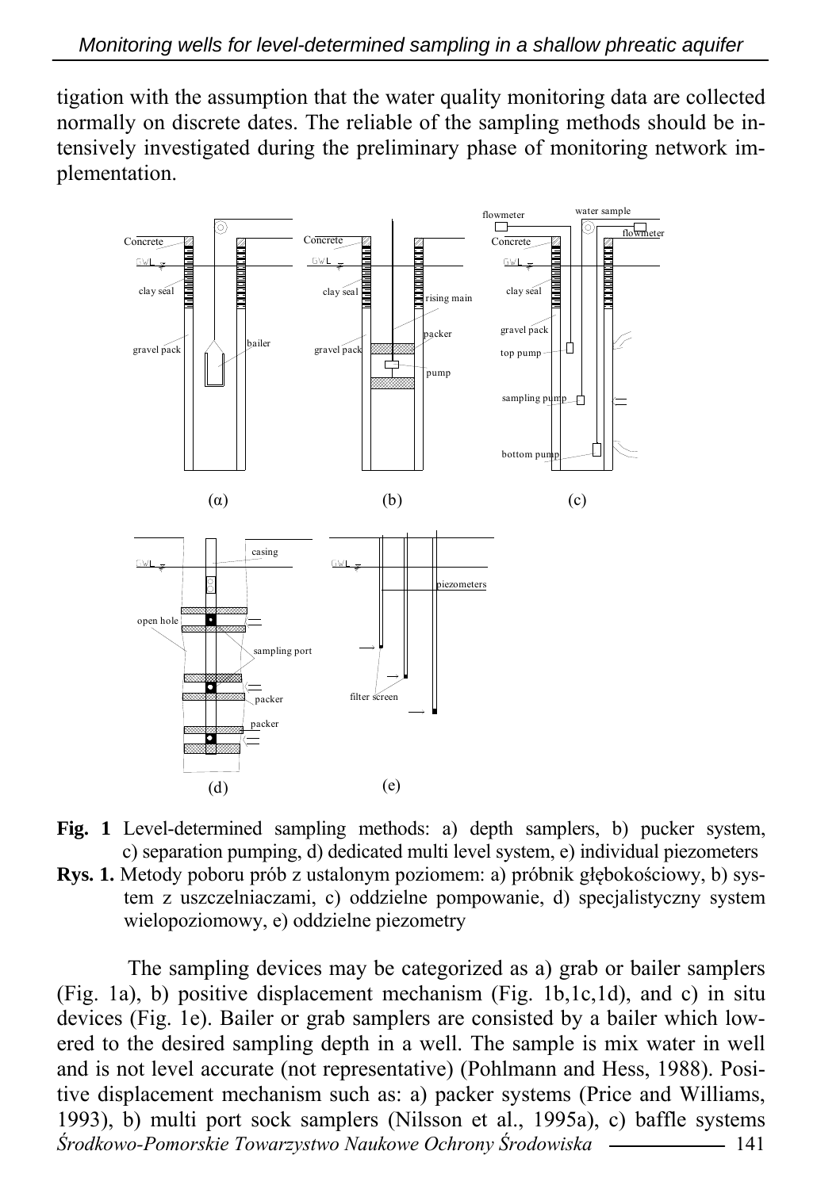tigation with the assumption that the water quality monitoring data are collected normally on discrete dates. The reliable of the sampling methods should be intensively investigated during the preliminary phase of monitoring network implementation.

**Fig. 1** Level-determined sampling methods: a) depth samplers, b) pucker system, c) separation pumping, d) dedicated multi level system, e) individual piezometers

**Rys. 1.** Metody poboru prób z ustalonym poziomem: a) próbnik głębokościowy, b) system z uszczelniaczami, c) oddzielne pompowanie, d) specjalistyczny system wielopoziomowy, e) oddzielne piezometry

The sampling devices may be categorized as a) grab or bailer samplers (Fig. 1a), b) positive displacement mechanism (Fig. 1b,1c,1d), and c) in situ devices (Fig. 1e). Bailer or grab samplers are consisted by a bailer which lowered to the desired sampling depth in a well. The sample is mix water in well and is not level accurate (not representative) (Pohlmann and Hess, 1988). Positive displacement mechanism such as: a) packer systems (Price and Williams, 1993), b) multi port sock samplers (Nilsson et al., 1995a), c) baffle systems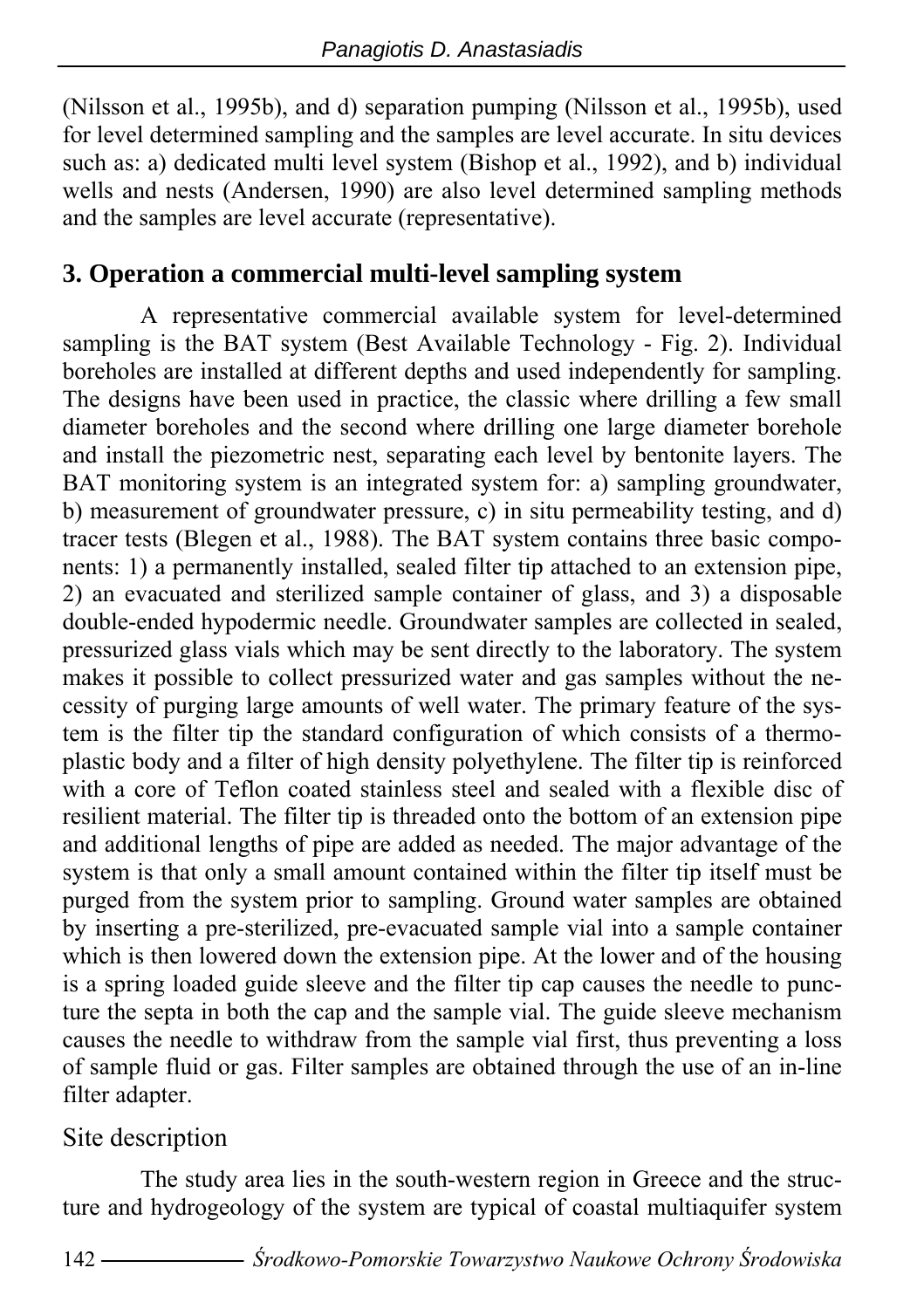(Nilsson et al., 1995b), and d) separation pumping (Nilsson et al., 1995b), used for level determined sampling and the samples are level accurate. In situ devices such as: a) dedicated multi level system (Bishop et al., 1992), and b) individual wells and nests (Andersen, 1990) are also level determined sampling methods and the samples are level accurate (representative).

## 3. Operation a commercial multi-level sampling system

A representative commercial available system for level-determined sampling is the BAT system (Best Available Technology - Fig. 2). Individual boreholes are installed at different depths and used independently for sampling. The designs have been used in practice, the classic where drilling a few small diameter boreholes and the second where drilling one large diameter borehole and install the piezometric nest, separating each level by bentonite layers. The BAT monitoring system is an integrated system for: a) sampling groundwater, b) measurement of groundwater pressure, c) in situ permeability testing, and d) tracer tests (Blegen et al., 1988). The BAT system contains three basic components: 1) a permanently installed, sealed filter tip attached to an extension pipe, 2) an evacuated and sterilized sample container of glass, and 3) a disposable double-ended hypodermic needle. Groundwater samples are collected in sealed, pressurized glass vials which may be sent directly to the laboratory. The system makes it possible to collect pressurized water and gas samples without the necessity of purging large amounts of well water. The primary feature of the system is the filter tip the standard configuration of which consists of a thermoplastic body and a filter of high density polyethylene. The filter tip is reinforced with a core of Teflon coated stainless steel and sealed with a flexible disc of resilient material. The filter tip is threaded onto the bottom of an extension pipe and additional lengths of pipe are added as needed. The major advantage of the system is that only a small amount contained within the filter tip itself must be purged from the system prior to sampling. Ground water samples are obtained by inserting a pre-sterilized, pre-evacuated sample vial into a sample container which is then lowered down the extension pipe. At the lower and of the housing is a spring loaded guide sleeve and the filter tip cap causes the needle to puncture the septa in both the cap and the sample vial. The guide sleeve mechanism causes the needle to withdraw from the sample vial first, thus preventing a loss of sample fluid or gas. Filter samples are obtained through the use of an in-line filter adapter.

### Site description

The study area lies in the south-western region in Greece and the structure and hydrogeology of the system are typical of coastal multiaquifer system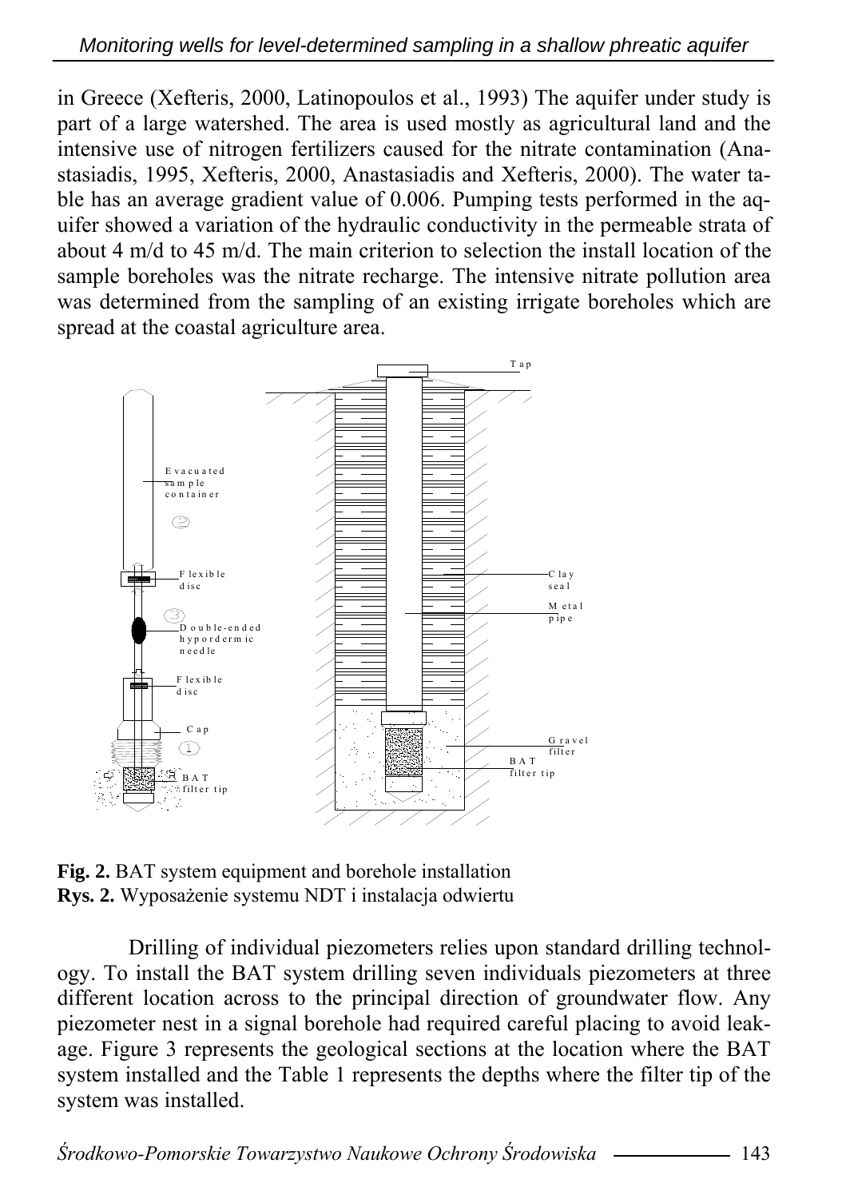in Greece (Xefteris, 2000, Latinopoulos et al., 1993) The aquifer under study is part of a large watershed. The area is used mostly as agricultural land and the intensive use of nitrogen fertilizers caused for the nitrate contamination (Anastasiadis, 1995, Xefteris, 2000, Anastasiadis and Xefteris, 2000). The water table has an average gradient value of 0.006. Pumping tests performed in the aquifer showed a variation of the hydraulic conductivity in the permeable strata of about 4 m/d to 45 m/d. The main criterion to selection the install location of the sample boreholes was the nitrate recharge. The intensive nitrate pollution area was determined from the sampling of an existing irrigate boreholes which are spread at the coastal agriculture area.

**Fig. 2.** BAT system equipment and borehole installation
**Rys. 2.** Wyposażenie systemu NDT i instalacja odwiertu

Drilling of individual piezometers relies upon standard drilling technology. To install the BAT system drilling seven individuals piezometers at three different location across to the principal direction of groundwater flow. Any piezometer nest in a signal borehole had required careful placing to avoid leakage. Figure 3 represents the geological sections at the location where the BAT system installed and the Table 1 represents the depths where the filter tip of the system was installed.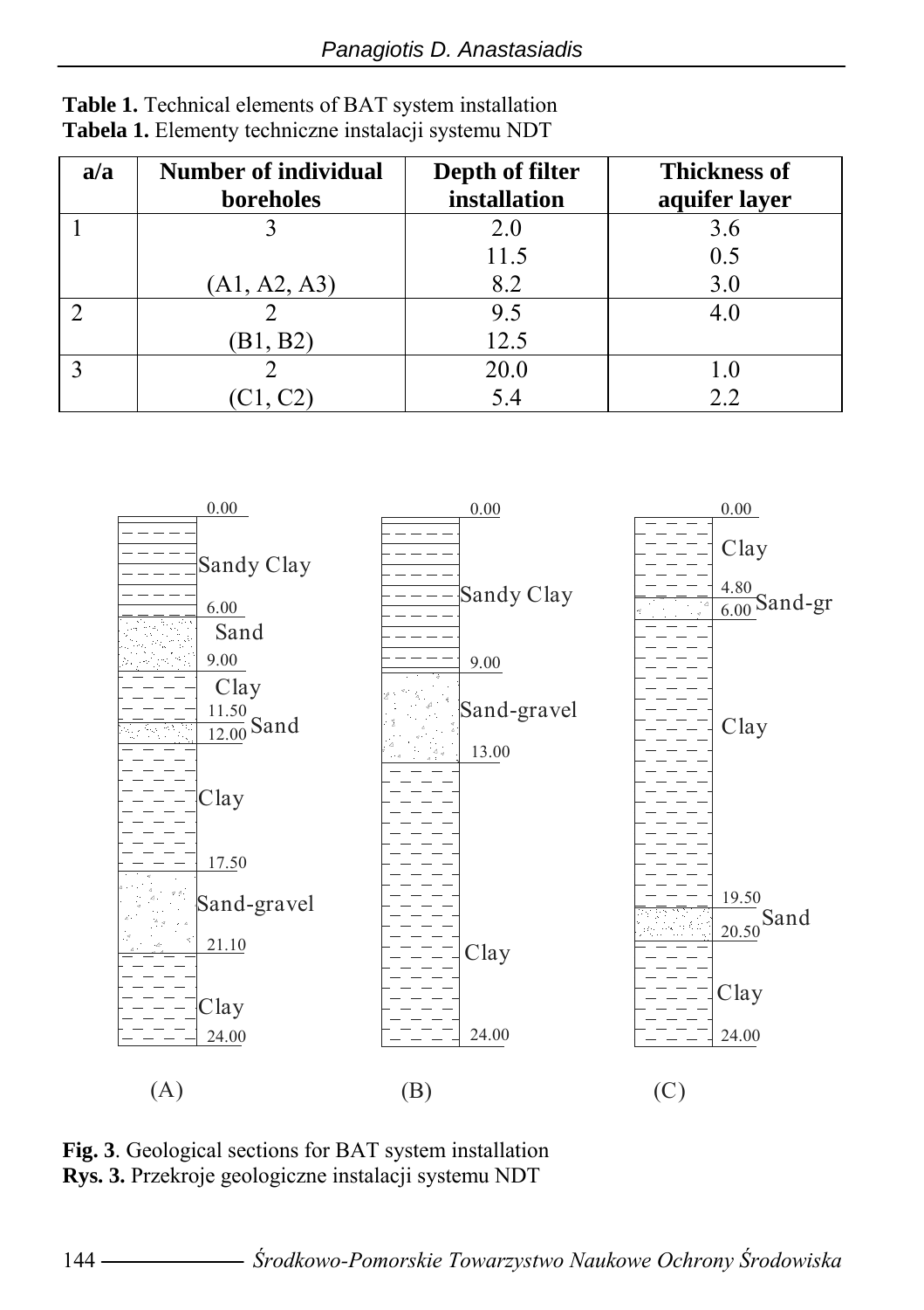**Table 1.** Technical elements of BAT system installation
**Tabela 1.** Elementy techniczne instalacji systemu NDT

| a/a | Number of individual boreholes | Depth of filter installation | Thickness of aquifer layer |
|---|---|---|---|
| 1 | 3 | 2.0 | 3.6 |
| | | 11.5 | 0.5 |
| | (A1, A2, A3) | 8.2 | 3.0 |
| 2 | 2 | 9.5 | 4.0 |
| | (B1, B2) | 12.5 | |
| 3 | 2 | 20.0 | 1.0 |
| | (C1, C2) | 5.4 | 2.2 |

**Fig. 3**. Geological sections for BAT system installation
**Rys. 3.** Przekroje geologiczne instalacji systemu NDT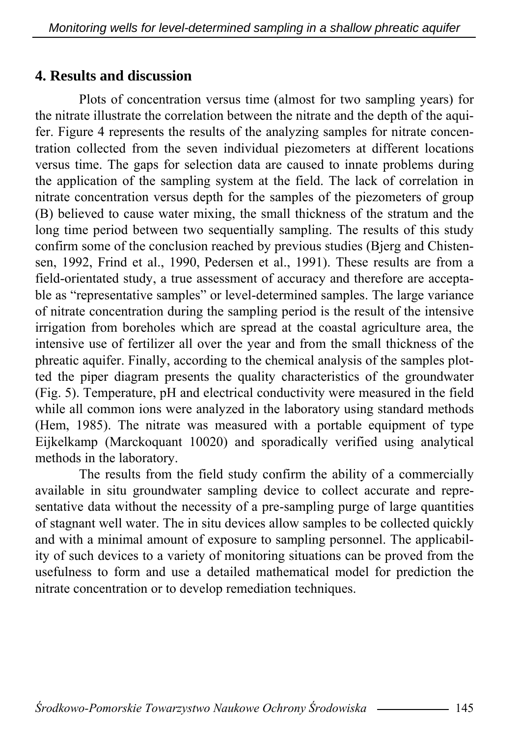## 4. Results and discussion

Plots of concentration versus time (almost for two sampling years) for the nitrate illustrate the correlation between the nitrate and the depth of the aquifer. Figure 4 represents the results of the analyzing samples for nitrate concentration collected from the seven individual piezometers at different locations versus time. The gaps for selection data are caused to innate problems during the application of the sampling system at the field. The lack of correlation in nitrate concentration versus depth for the samples of the piezometers of group (B) believed to cause water mixing, the small thickness of the stratum and the long time period between two sequentially sampling. The results of this study confirm some of the conclusion reached by previous studies (Bjerg and Chistensen, 1992, Frind et al., 1990, Pedersen et al., 1991). These results are from a field-orientated study, a true assessment of accuracy and therefore are acceptable as "representative samples" or level-determined samples. The large variance of nitrate concentration during the sampling period is the result of the intensive irrigation from boreholes which are spread at the coastal agriculture area, the intensive use of fertilizer all over the year and from the small thickness of the phreatic aquifer. Finally, according to the chemical analysis of the samples plotted the piper diagram presents the quality characteristics of the groundwater (Fig. 5). Temperature, pH and electrical conductivity were measured in the field while all common ions were analyzed in the laboratory using standard methods (Hem, 1985). The nitrate was measured with a portable equipment of type Eijkelkamp (Marckoquant 10020) and sporadically verified using analytical methods in the laboratory.

The results from the field study confirm the ability of a commercially available in situ groundwater sampling device to collect accurate and representative data without the necessity of a pre-sampling purge of large quantities of stagnant well water. The in situ devices allow samples to be collected quickly and with a minimal amount of exposure to sampling personnel. The applicability of such devices to a variety of monitoring situations can be proved from the usefulness to form and use a detailed mathematical model for prediction the nitrate concentration or to develop remediation techniques.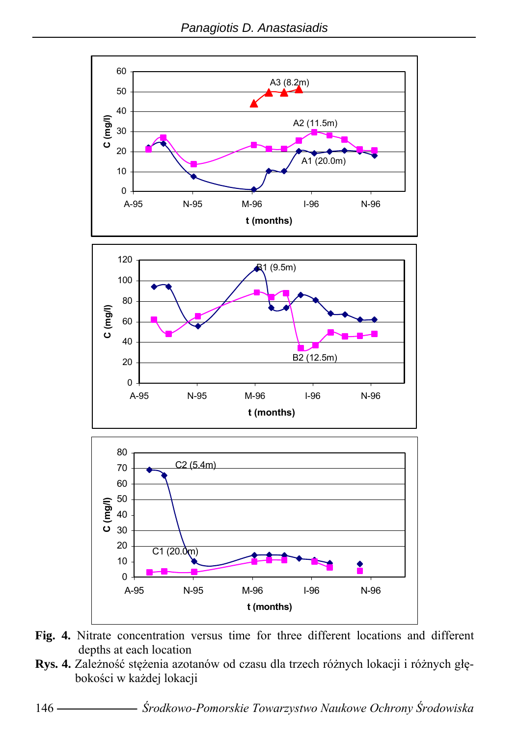**Fig. 4.** Nitrate concentration versus time for three different locations and different depths at each location

**Rys. 4.** Zależność stężenia azotanów od czasu dla trzech różnych lokacji i różnych głębokości w każdej lokacji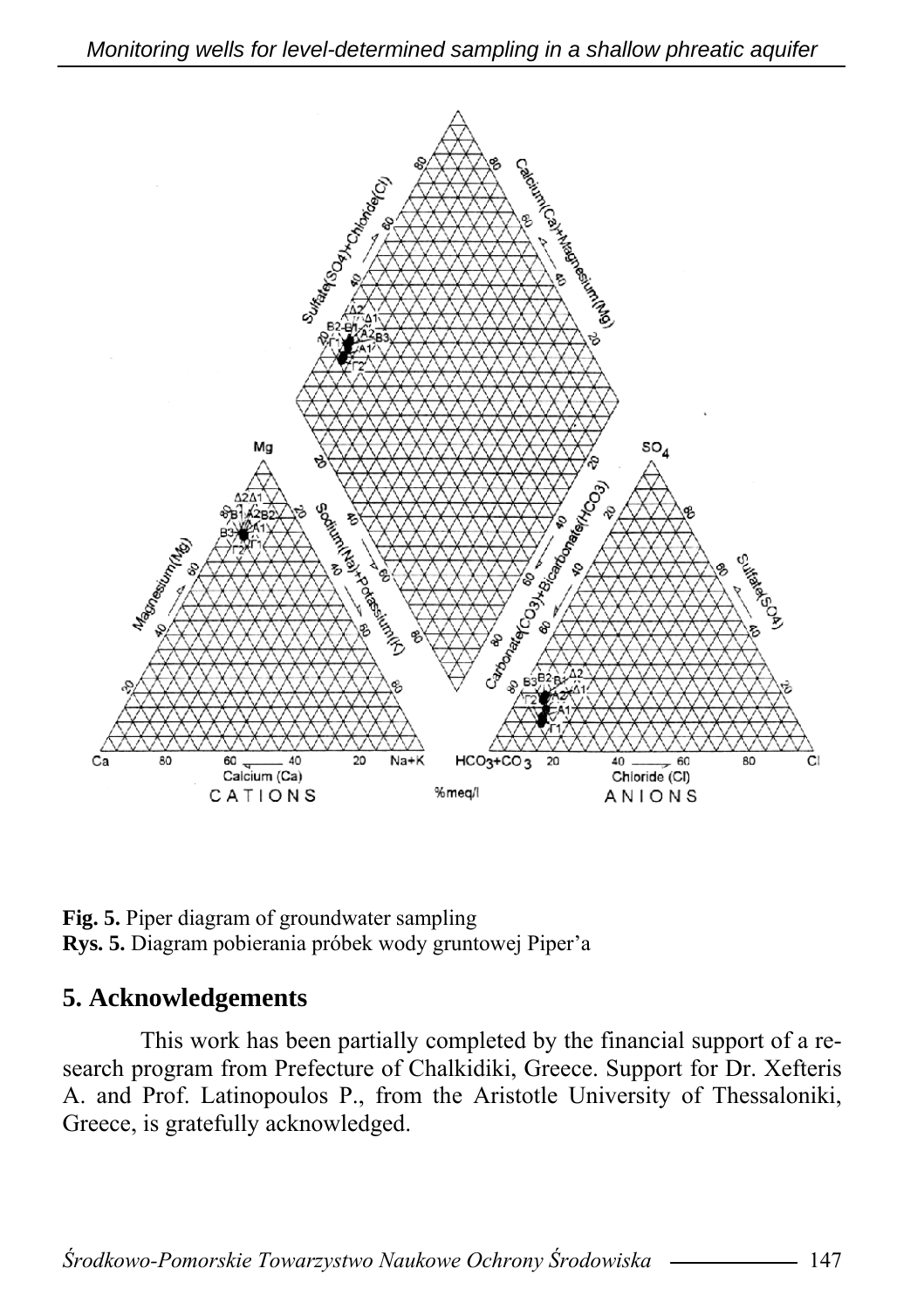**Fig. 5.** Piper diagram of groundwater sampling
**Rys. 5.** Diagram pobierania próbek wody gruntowej Piper'a

## 5. Acknowledgements

This work has been partially completed by the financial support of a research program from Prefecture of Chalkidiki, Greece. Support for Dr. Xefteris A. and Prof. Latinopoulos P., from the Aristotle University of Thessaloniki, Greece, is gratefully acknowledged.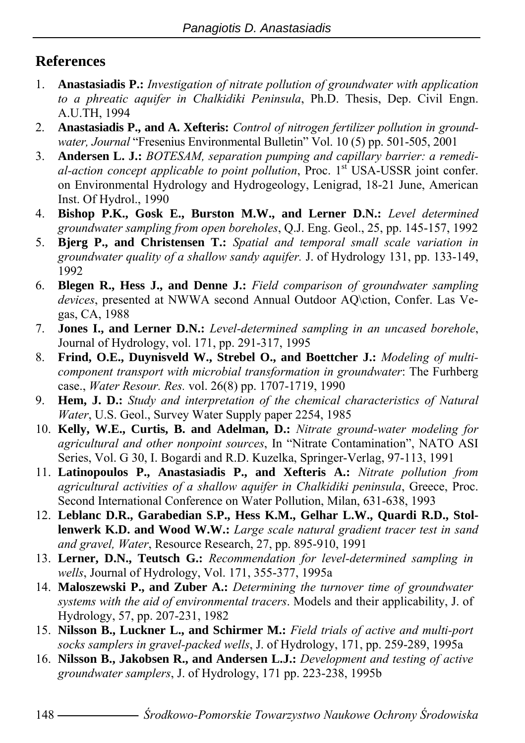## References

1. **Anastasiadis P.:** *Investigation of nitrate pollution of groundwater with application to a phreatic aquifer in Chalkidiki Peninsula*, Ph.D. Thesis, Dep. Civil Engn. A.U.TH, 1994
2. **Anastasiadis P., and A. Xefteris:** *Control of nitrogen fertilizer pollution in groundwater, Journal* "Fresenius Environmental Bulletin" Vol. 10 (5) pp. 501-505, 2001
3. **Andersen L. J.:** *BOTESAM, separation pumping and capillary barrier: a remedial-action concept applicable to point pollution*, Proc. 1st USA-USSR joint confer. on Environmental Hydrology and Hydrogeology, Lenigrad, 18-21 June, American Inst. Of Hydrol., 1990
4. **Bishop P.K., Gosk E., Burston M.W., and Lerner D.N.:** *Level determined groundwater sampling from open boreholes*, Q.J. Eng. Geol., 25, pp. 145-157, 1992
5. **Bjerg P., and Christensen T.:** *Spatial and temporal small scale variation in groundwater quality of a shallow sandy aquifer.* J. of Hydrology 131, pp. 133-149, 1992
6. **Blegen R., Hess J., and Denne J.:** *Field comparison of groundwater sampling devices*, presented at NWWA second Annual Outdoor AQ\ction, Confer. Las Vegas, CA, 1988
7. **Jones I., and Lerner D.N.:** *Level-determined sampling in an uncased borehole*, Journal of Hydrology, vol. 171, pp. 291-317, 1995
8. **Frind, O.E., Duynisveld W., Strebel O., and Boettcher J.:** *Modeling of multicomponent transport with microbial transformation in groundwater*: The Furhberg case., *Water Resour. Res.* vol. 26(8) pp. 1707-1719, 1990
9. **Hem, J. D.:** *Study and interpretation of the chemical characteristics of Natural Water*, U.S. Geol., Survey Water Supply paper 2254, 1985
10. **Kelly, W.E., Curtis, B. and Adelman, D.:** *Nitrate ground-water modeling for agricultural and other nonpoint sources*, In "Nitrate Contamination", NATO ASI Series, Vol. G 30, I. Bogardi and R.D. Kuzelka, Springer-Verlag, 97-113, 1991
11. **Latinopoulos P., Anastasiadis P., and Xefteris A.:** *Nitrate pollution from agricultural activities of a shallow aquifer in Chalkidiki peninsula*, Greece, Proc. Second International Conference on Water Pollution, Milan, 631-638, 1993
12. **Leblanc D.R., Garabedian S.P., Hess K.M., Gelhar L.W., Quardi R.D., Stollenwerk K.D. and Wood W.W.:** *Large scale natural gradient tracer test in sand and gravel, Water*, Resource Research, 27, pp. 895-910, 1991
13. **Lerner, D.N., Teutsch G.:** *Recommendation for level-determined sampling in wells*, Journal of Hydrology, Vol. 171, 355-377, 1995a
14. **Maloszewski P., and Zuber A.:** *Determining the turnover time of groundwater systems with the aid of environmental tracers*. Models and their applicability, J. of Hydrology, 57, pp. 207-231, 1982
15. **Nilsson B., Luckner L., and Schirmer M.:** *Field trials of active and multi-port socks samplers in gravel-packed wells*, J. of Hydrology, 171, pp. 259-289, 1995a
16. **Nilsson B., Jakobsen R., and Andersen L.J.:** *Development and testing of active groundwater samplers*, J. of Hydrology, 171 pp. 223-238, 1995b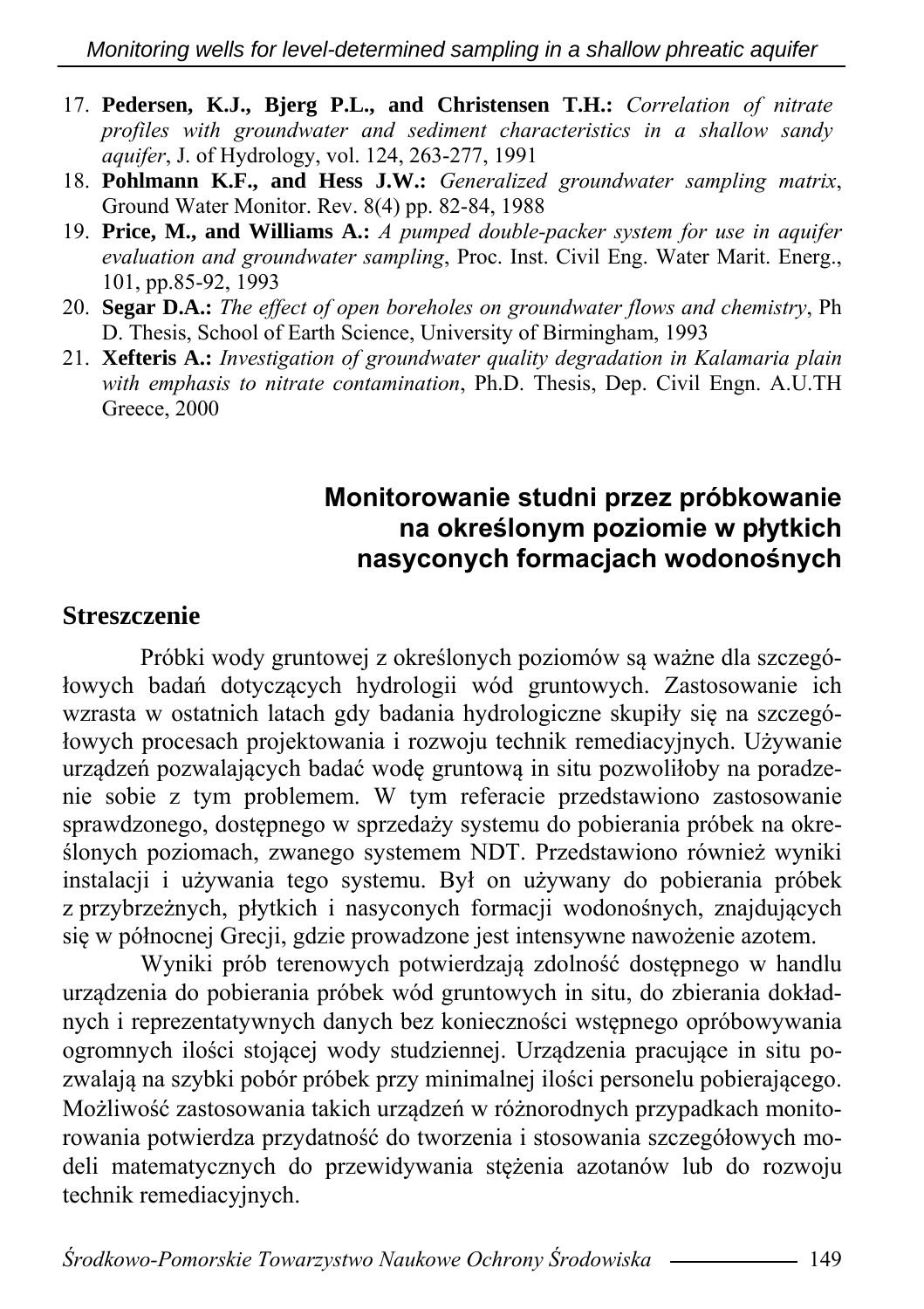17. **Pedersen, K.J., Bjerg P.L., and Christensen T.H.:** *Correlation of nitrate profiles with groundwater and sediment characteristics in a shallow sandy aquifer*, J. of Hydrology, vol. 124, 263-277, 1991
18. **Pohlmann K.F., and Hess J.W.:** *Generalized groundwater sampling matrix*, Ground Water Monitor. Rev. 8(4) pp. 82-84, 1988
19. **Price, M., and Williams A.:** *A pumped double-packer system for use in aquifer evaluation and groundwater sampling*, Proc. Inst. Civil Eng. Water Marit. Energ., 101, pp.85-92, 1993
20. **Segar D.A.:** *The effect of open boreholes on groundwater flows and chemistry*, Ph D. Thesis, School of Earth Science, University of Birmingham, 1993
21. **Xefteris A.:** *Investigation of groundwater quality degradation in Kalamaria plain with emphasis to nitrate contamination*, Ph.D. Thesis, Dep. Civil Engn. A.U.TH Greece, 2000

# Monitorowanie studni przez próbkowanie na określonym poziomie w płytkich nasyconych formacjach wodonośnych

## Streszczenie

Próbki wody gruntowej z określonych poziomów są ważne dla szczegółowych badań dotyczących hydrologii wód gruntowych. Zastosowanie ich wzrasta w ostatnich latach gdy badania hydrologiczne skupiły się na szczegółowych procesach projektowania i rozwoju technik remediacyjnych. Używanie urządzeń pozwalających badać wodę gruntową in situ pozwoliłoby na poradzenie sobie z tym problemem. W tym referacie przedstawiono zastosowanie sprawdzonego, dostępnego w sprzedaży systemu do pobierania próbek na określonych poziomach, zwanego systemem NDT. Przedstawiono również wyniki instalacji i używania tego systemu. Był on używany do pobierania próbek z przybrzeżnych, płytkich i nasyconych formacji wodonośnych, znajdujących się w północnej Grecji, gdzie prowadzone jest intensywne nawożenie azotem.

Wyniki prób terenowych potwierdzają zdolność dostępnego w handlu urządzenia do pobierania próbek wód gruntowych in situ, do zbierania dokładnych i reprezentatywnych danych bez konieczności wstępnego opróbowywania ogromnych ilości stojącej wody studziennej. Urządzenia pracujące in situ pozwalają na szybki pobór próbek przy minimalnej ilości personelu pobierającego. Możliwość zastosowania takich urządzeń w różnorodnych przypadkach monitorowania potwierdza przydatność do tworzenia i stosowania szczegółowych modeli matematycznych do przewidywania stężenia azotanów lub do rozwoju technik remediacyjnych.